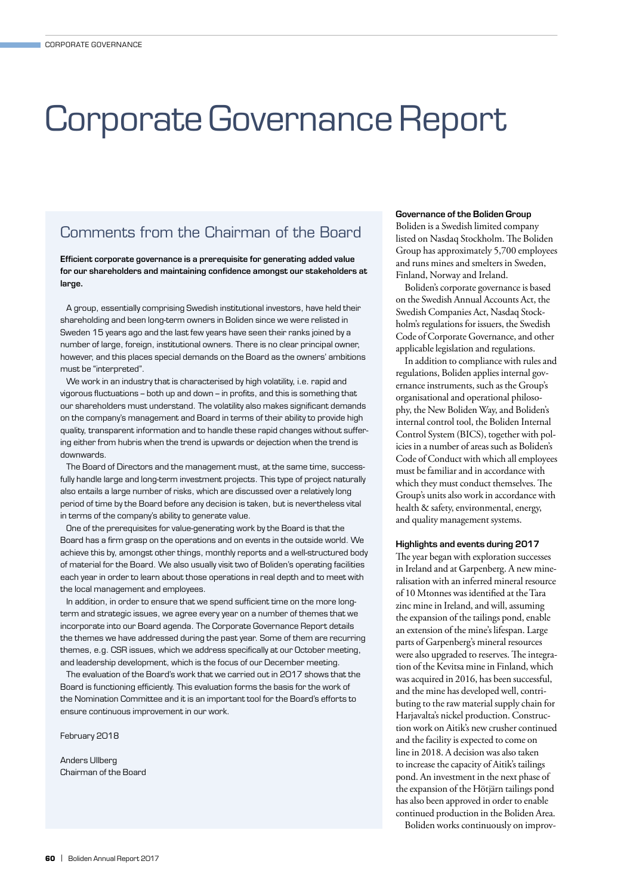# Corporate Governance Report

## Comments from the Chairman of the Board

**Efficient corporate governance is a prerequisite for generating added value for our shareholders and maintaining confidence amongst our stakeholders at large.**

A group, essentially comprising Swedish institutional investors, have held their shareholding and been long-term owners in Boliden since we were relisted in Sweden 15 years ago and the last few years have seen their ranks joined by a number of large, foreign, institutional owners. There is no clear principal owner, however, and this places special demands on the Board as the owners' ambitions must be "interpreted".

We work in an industry that is characterised by high volatility, i.e. rapid and vigorous fluctuations – both up and down – in profits, and this is something that our shareholders must understand. The volatility also makes significant demands on the company's management and Board in terms of their ability to provide high quality, transparent information and to handle these rapid changes without suffering either from hubris when the trend is upwards or dejection when the trend is downwards.

The Board of Directors and the management must, at the same time, successfully handle large and long-term investment projects. This type of project naturally also entails a large number of risks, which are discussed over a relatively long period of time by the Board before any decision is taken, but is nevertheless vital in terms of the company's ability to generate value.

One of the prerequisites for value-generating work by the Board is that the Board has a firm grasp on the operations and on events in the outside world. We achieve this by, amongst other things, monthly reports and a well-structured body of material for the Board. We also usually visit two of Boliden's operating facilities each year in order to learn about those operations in real depth and to meet with the local management and employees.

In addition, in order to ensure that we spend sufficient time on the more long-term and strategic issues, we agree every year on a number of themes that we incorporate into our Board agenda. The Corporate Governance Report details the themes we have addressed during the past year. Some of them are recurring themes, e.g. CSR issues, which we address specifically at our October meeting, and leadership development, which is the focus of our December meeting.

The evaluation of the Board's work that we carried out in 2017 shows that the Board is functioning efficiently. This evaluation forms the basis for the work of the Nomination Committee and it is an important tool for the Board's efforts to ensure continuous improvement in our work.

February 2018

Anders Ullberg
Chairman of the Board

**Governance of the Boliden Group**

Boliden is a Swedish limited company listed on Nasdaq Stockholm. The Boliden Group has approximately 5,700 employees and runs mines and smelters in Sweden, Finland, Norway and Ireland.

Boliden's corporate governance is based on the Swedish Annual Accounts Act, the Swedish Companies Act, Nasdaq Stockholm's regulations for issuers, the Swedish Code of Corporate Governance, and other applicable legislation and regulations.

In addition to compliance with rules and regulations, Boliden applies internal governance instruments, such as the Group's organisational and operational philosophy, the New Boliden Way, and Boliden's internal control tool, the Boliden Internal Control System (BICS), together with policies in a number of areas such as Boliden's Code of Conduct with which all employees must be familiar and in accordance with which they must conduct themselves. The Group's units also work in accordance with health & safety, environmental, energy, and quality management systems.

**Highlights and events during 2017**

The year began with exploration successes in Ireland and at Garpenberg. A new mineralisation with an inferred mineral resource of 10 Mtonnes was identified at the Tara zinc mine in Ireland, and will, assuming the expansion of the tailings pond, enable an extension of the mine's lifespan. Large parts of Garpenberg's mineral resources were also upgraded to reserves. The integration of the Kevitsa mine in Finland, which was acquired in 2016, has been successful, and the mine has developed well, contributing to the raw material supply chain for Harjavalta's nickel production. Construction work on Aitik's new crusher continued and the facility is expected to come on line in 2018. A decision was also taken to increase the capacity of Aitik's tailings pond. An investment in the next phase of the expansion of the Hötjärn tailings pond has also been approved in order to enable continued production in the Boliden Area.

Boliden works continuously on improv-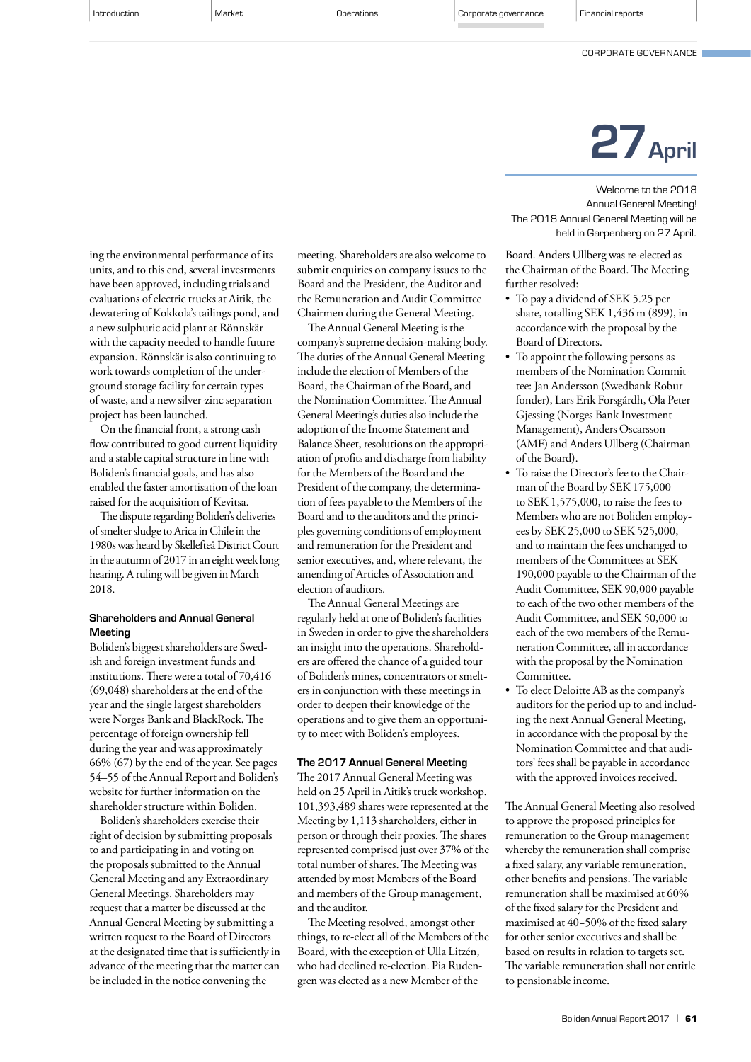**27 April**

Welcome to the 2018 Annual General Meeting!
The 2018 Annual General Meeting will be held in Garpenberg on 27 April.

ing the environmental performance of its units, and to this end, several investments have been approved, including trials and evaluations of electric trucks at Aitik, the dewatering of Kokkola's tailings pond, and a new sulphuric acid plant at Rönnskär with the capacity needed to handle future expansion. Rönnskär is also continuing to work towards completion of the underground storage facility for certain types of waste, and a new silver-zinc separation project has been launched.

On the financial front, a strong cash flow contributed to good current liquidity and a stable capital structure in line with Boliden's financial goals, and has also enabled the faster amortisation of the loan raised for the acquisition of Kevitsa.

The dispute regarding Boliden's deliveries of smelter sludge to Arica in Chile in the 1980s was heard by Skellefteå District Court in the autumn of 2017 in an eight week long hearing. A ruling will be given in March 2018.

### Shareholders and Annual General Meeting

Boliden's biggest shareholders are Swedish and foreign investment funds and institutions. There were a total of 70,416 (69,048) shareholders at the end of the year and the single largest shareholders were Norges Bank and BlackRock. The percentage of foreign ownership fell during the year and was approximately 66% (67) by the end of the year. See pages 54–55 of the Annual Report and Boliden's website for further information on the shareholder structure within Boliden.

Boliden's shareholders exercise their right of decision by submitting proposals to and participating in and voting on the proposals submitted to the Annual General Meeting and any Extraordinary General Meetings. Shareholders may request that a matter be discussed at the Annual General Meeting by submitting a written request to the Board of Directors at the designated time that is sufficiently in advance of the meeting that the matter can be included in the notice convening the meeting. Shareholders are also welcome to submit enquiries on company issues to the Board and the President, the Auditor and the Nomination Committee. The Remuneration and Audit Committee Chairmen during the General Meeting.

The Annual General Meeting is the company's supreme decision-making body. The duties of the Annual General Meeting include the election of Members of the Board, the Chairman of the Board, and the Nomination Committee. The Annual General Meeting's duties also include the adoption of the Income Statement and Balance Sheet, resolutions on the appropriation of profits and discharge from liability for the Members of the Board and the President of the company, the determination of fees payable to the Members of the Board and to the auditors and the principles governing conditions of employment and remuneration for the President and senior executives, and, where relevant, the amending of Articles of Association and election of auditors.

The Annual General Meetings are regularly held at one of Boliden's facilities in Sweden in order to give the shareholders an insight into the operations. Shareholders are offered the chance of a guided tour of Boliden's mines, concentrators or smelters in conjunction with these meetings in order to deepen their knowledge of the operations and to give them an opportunity to meet with Boliden's employees.

### The 2017 Annual General Meeting

The 2017 Annual General Meeting was held on 25 April in Aitik's truck workshop. 101,393,489 shares were represented at the Meeting by 1,113 shareholders, either in person or through their proxies. The shares represented comprised just over 37% of the total number of shares. The Meeting was attended by most Members of the Board and members of the Group management, and the auditor.

The Meeting resolved, amongst other things, to re-elect all of the Members of the Board, with the exception of Ulla Litzén, who had declined re-election. Pia Rudengren was elected as a new Member of the Board. Anders Ullberg was re-elected as the Chairman of the Board. The Meeting further resolved:

- To pay a dividend of SEK 5.25 per share, totalling SEK 1,436 m (899), in accordance with the proposal by the Board of Directors.
- To appoint the following persons as members of the Nomination Committee: Jan Andersson (Swedbank Robur fonder), Lars Erik Forsgårdh, Ola Peter Gjessing (Norges Bank Investment Management), Anders Oscarsson (AMF) and Anders Ullberg (Chairman of the Board).
- To raise the Director's fee to the Chairman of the Board by SEK 175,000 to SEK 1,575,000, to raise the fees to Members who are not Boliden employees by SEK 25,000 to SEK 525,000, and to maintain the fees unchanged to members of the Committees at SEK 190,000 payable to the Chairman of the Audit Committee, SEK 90,000 payable to each of the two other members of the Audit Committee, and SEK 50,000 to each of the two members of the Remuneration Committee, all in accordance with the proposal by the Nomination Committee.
- To elect Deloitte AB as the company's auditors for the period up to and including the next Annual General Meeting, in accordance with the proposal by the Nomination Committee and that auditors' fees shall be payable in accordance with the approved invoices received.

The Annual General Meeting also resolved to approve the proposed principles for remuneration to the Group management whereby the remuneration shall comprise a fixed salary, any variable remuneration, other benefits and pensions. The variable remuneration shall be maximised at 60% of the fixed salary for the President and maximised at 40–50% of the fixed salary for other senior executives and shall be based on results in relation to targets set. The variable remuneration shall not entitle to pensionable income.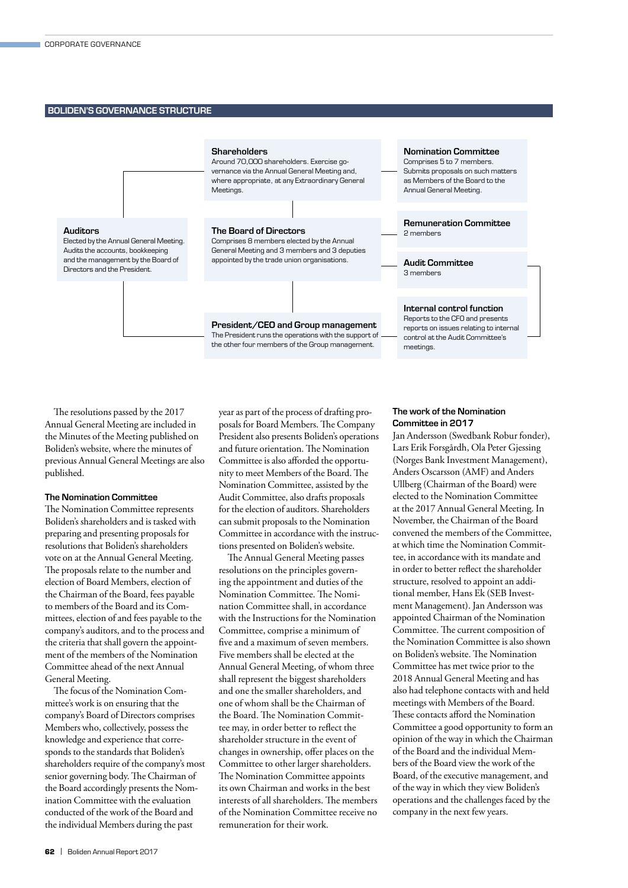## BOLIDEN'S GOVERNANCE STRUCTURE

**Shareholders**
Around 70,000 shareholders. Exercise governance via the Annual General Meeting and, where appropriate, at any Extraordinary General Meetings.

**Nomination Committee**
Comprises 5 to 7 members. Submits proposals on such matters as Members of the Board to the Annual General Meeting.

**Auditors**
Elected by the Annual General Meeting. Audits the accounts, bookkeeping and the management by the Board of Directors and the President.

**The Board of Directors**
Comprises 8 members elected by the Annual General Meeting and 3 members and 3 deputies appointed by the trade union organisations.

**Remuneration Committee**
2 members

**Audit Committee**
3 members

**President/CEO and Group management**
The President runs the operations with the support of the other four members of the Group management.

**Internal control function**
Reports to the CFO and presents reports on issues relating to internal control at the Audit Committee's meetings.

The resolutions passed by the 2017 Annual General Meeting are included in the Minutes of the Meeting published on Boliden's website, where the minutes of previous Annual General Meetings are also published.

### The Nomination Committee

The Nomination Committee represents Boliden's shareholders and is tasked with preparing and presenting proposals for resolutions that Boliden's shareholders vote on at the Annual General Meeting. The proposals relate to the number and election of Board Members, election of the Chairman of the Board, fees payable to members of the Board and its Committees, election of and fees payable to the company's auditors, and to the process and the criteria that shall govern the appointment of the members of the Nomination Committee ahead of the next Annual General Meeting.

The focus of the Nomination Committee's work is on ensuring that the company's Board of Directors comprises Members who, collectively, possess the knowledge and experience that corresponds to the standards that Boliden's shareholders require of the company's most senior governing body. The Chairman of the Board accordingly presents the Nomination Committee with the evaluation conducted of the work of the Board and the individual Members during the past year as part of the process of drafting proposals for Board Members. The Company President also presents Boliden's operations and future orientation. The Nomination Committee is also afforded the opportunity to meet Members of the Board. The Nomination Committee, assisted by the Audit Committee, also drafts proposals for the election of auditors. Shareholders can submit proposals to the Nomination Committee in accordance with the instructions presented on Boliden's website.

The Annual General Meeting passes resolutions on the principles governing the appointment and duties of the Nomination Committee. The Nomination Committee shall, in accordance with the Instructions for the Nomination Committee, comprise a minimum of five and a maximum of seven members. Five members shall be elected at the Annual General Meeting, of whom three shall represent the biggest shareholders and one the smaller shareholders, and one of whom shall be the Chairman of the Board. The Nomination Committee may, in order better to reflect the shareholder structure in the event of changes in ownership, offer places on the Committee to other larger shareholders. The Nomination Committee appoints its own Chairman and works in the best interests of all shareholders. The members of the Nomination Committee receive no remuneration for their work.

### The work of the Nomination Committee in 2017

Jan Andersson (Swedbank Robur fonder), Lars Erik Forsgårdh, Ola Peter Gjessing (Norges Bank Investment Management), Anders Oscarsson (AMF) and Anders Ullberg (Chairman of the Board) were elected to the Nomination Committee at the 2017 Annual General Meeting. In November, the Chairman of the Board convened the members of the Committee, at which time the Nomination Committee, in accordance with its mandate and in order to better reflect the shareholder structure, resolved to appoint an additional member, Hans Ek (SEB Investment Management). Jan Andersson was appointed Chairman of the Nomination Committee. The current composition of the Nomination Committee is also shown on Boliden's website. The Nomination Committee has met twice prior to the 2018 Annual General Meeting and has also had telephone contacts with and held meetings with Members of the Board. These contacts afford the Nomination Committee a good opportunity to form an opinion of the way in which the Chairman of the Board and the individual Members of the Board view the work of the Board, of the executive management, and of the way in which they view Boliden's operations and the challenges faced by the company in the next few years.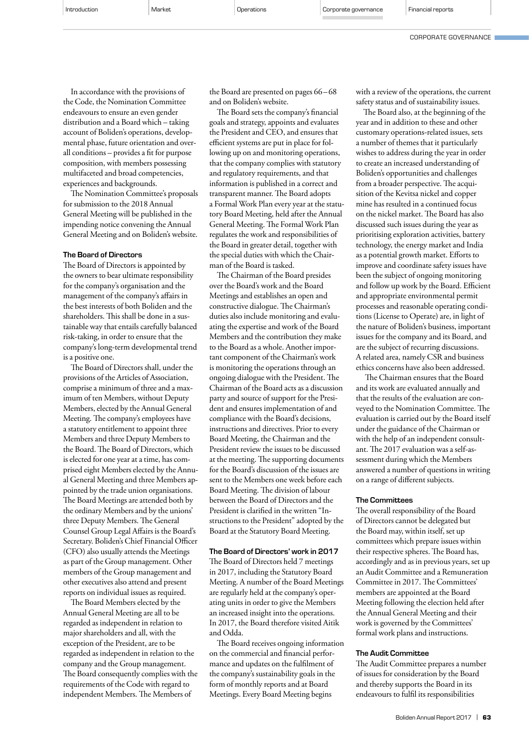In accordance with the provisions of the Code, the Nomination Committee endeavours to ensure an even gender distribution and a Board which – taking account of Boliden's operations, developmental phase, future orientation and overall conditions – provides a fit for purpose composition, with members possessing multifaceted and broad competencies, experiences and backgrounds.

The Nomination Committee's proposals for submission to the 2018 Annual General Meeting will be published in the impending notice convening the Annual General Meeting and on Boliden's website.

#### The Board of Directors

The Board of Directors is appointed by the owners to bear ultimate responsibility for the company's organisation and the management of the company's affairs in the best interests of both Boliden and the shareholders. This shall be done in a sustainable way that entails carefully balanced risk-taking, in order to ensure that the company's long-term developmental trend is a positive one.

The Board of Directors shall, under the provisions of the Articles of Association, comprise a minimum of three and a maximum of ten Members, without Deputy Members, elected by the Annual General Meeting. The company's employees have a statutory entitlement to appoint three Members and three Deputy Members to the Board. The Board of Directors, which is elected for one year at a time, has comprised eight Members elected by the Annual General Meeting and three Members appointed by the trade union organisations. The Board Meetings are attended both by the ordinary Members and by the unions' three Deputy Members. The General Counsel Group Legal Affairs is the Board's Secretary. Boliden's Chief Financial Officer (CFO) also usually attends the Meetings as part of the Group management. Other members of the Group management and other executives also attend and present reports on individual issues as required.

The Board Members elected by the Annual General Meeting are all to be regarded as independent in relation to major shareholders and all, with the exception of the President, are to be regarded as independent in relation to the company and the Group management. The Board consequently complies with the requirements of the Code with regard to independent Members. The Members of the Board are presented on pages 66–68 and on Boliden's website.

The Board sets the company's financial goals and strategy, appoints and evaluates the President and CEO, and ensures that efficient systems are put in place for following up on and monitoring operations, that the company complies with statutory and regulatory requirements, and that information is published in a correct and transparent manner. The Board adopts a Formal Work Plan every year at the statutory Board Meeting, held after the Annual General Meeting. The Formal Work Plan regulates the work and responsibilities of the Board in greater detail, together with the special duties with which the Chairman of the Board is tasked.

The Chairman of the Board presides over the Board's work and the Board Meetings and establishes an open and constructive dialogue. The Chairman's duties also include monitoring and evaluating the expertise and work of the Board Members and the contribution they make to the Board as a whole. Another important component of the Chairman's work is monitoring the operations through an ongoing dialogue with the President. The Chairman of the Board acts as a discussion party and source of support for the President and ensures implementation of and compliance with the Board's decisions, instructions and directives. Prior to every Board Meeting, the Chairman and the President review the issues to be discussed at the meeting. The supporting documents for the Board's discussion of the issues are sent to the Members one week before each Board Meeting. The division of labour between the Board of Directors and the President is clarified in the written "Instructions to the President" adopted by the Board at the Statutory Board Meeting.

#### The Board of Directors' work in 2017

The Board of Directors held 7 meetings in 2017, including the Statutory Board Meeting. A number of the Board Meetings are regularly held at the company's operating units in order to give the Members an increased insight into the operations. In 2017, the Board therefore visited Aitik and Odda.

The Board receives ongoing information on the commercial and financial performance and updates on the fulfilment of the company's sustainability goals in the form of monthly reports and at Board Meetings. Every Board Meeting begins with a review of the operations, the current safety status and of sustainability issues.

The Board also, at the beginning of the year and in addition to these and other customary operations-related issues, sets a number of themes that it particularly wishes to address during the year in order to create an increased understanding of Boliden's opportunities and challenges from a broader perspective. The acquisition of the Kevitsa nickel and copper mine has resulted in a continued focus on the nickel market. The Board has also discussed such issues during the year as prioritising exploration activities, battery technology, the energy market and India as a potential growth market. Efforts to improve and coordinate safety issues have been the subject of ongoing monitoring and follow up work by the Board. Efficient and appropriate environmental permit processes and reasonable operating conditions (License to Operate) are, in light of the nature of Boliden's business, important issues for the company and its Board, and are the subject of recurring discussions. A related area, namely CSR and business ethics concerns have also been addressed.

The Chairman ensures that the Board and its work are evaluated annually and that the results of the evaluation are conveyed to the Nomination Committee. The evaluation is carried out by the Board itself under the guidance of the Chairman or with the help of an independent consultant. The 2017 evaluation was a self-assessment during which the Members answered a number of questions in writing on a range of different subjects.

#### The Committees

The overall responsibility of the Board of Directors cannot be delegated but the Board may, within itself, set up committees which prepare issues within their respective spheres. The Board has, accordingly and as in previous years, set up an Audit Committee and a Remuneration Committee in 2017. The Committees' members are appointed at the Board Meeting following the election held after the Annual General Meeting and their work is governed by the Committees' formal work plans and instructions.

#### The Audit Committee

The Audit Committee prepares a number of issues for consideration by the Board and thereby supports the Board in its endeavours to fulfil its responsibilities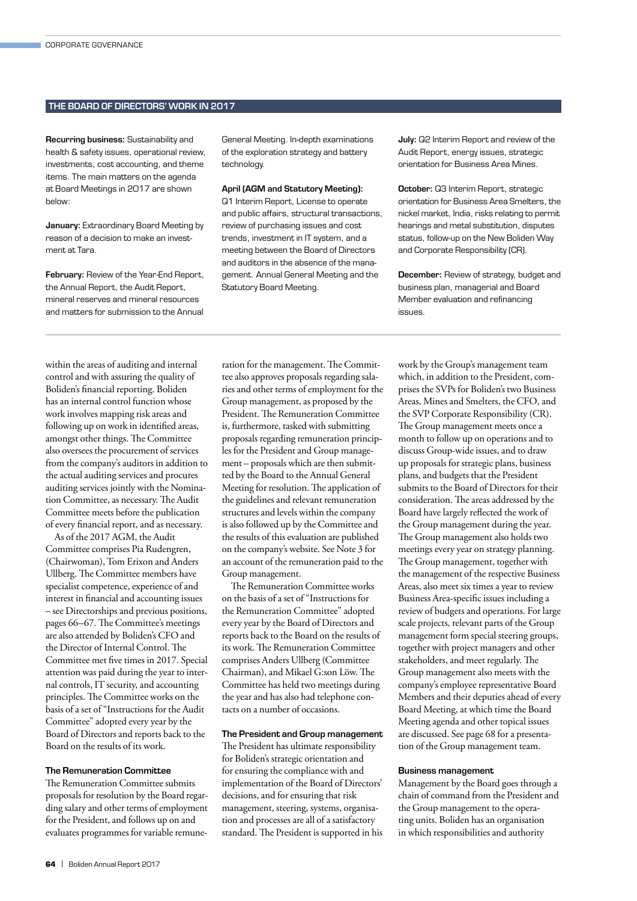## THE BOARD OF DIRECTORS' WORK IN 2017

**Recurring business:** Sustainability and health & safety issues, operational review, investments, cost accounting, and theme items. The main matters on the agenda at Board Meetings in 2017 are shown below:

**January:** Extraordinary Board Meeting by reason of a decision to make an investment at Tara.

**February:** Review of the Year-End Report, the Annual Report, the Audit Report, mineral reserves and mineral resources and matters for submission to the Annual General Meeting. In-depth examinations of the exploration strategy and battery technology.

**April (AGM and Statutory Meeting):** Q1 Interim Report, License to operate and public affairs, structural transactions, review of purchasing issues and cost trends, investment in IT system, and a meeting between the Board of Directors and auditors in the absence of the management. Annual General Meeting and the Statutory Board Meeting.

**July:** Q2 Interim Report and review of the Audit Report, energy issues, strategic orientation for Business Area Mines.

**October:** Q3 Interim Report, strategic orientation for Business Area Smelters, the nickel market, India, risks relating to permit hearings and metal substitution, disputes status, follow-up on the New Boliden Way and Corporate Responsibility (CR).

**December:** Review of strategy, budget and business plan, managerial and Board Member evaluation and refinancing issues.

within the areas of auditing and internal control and with assuring the quality of Boliden's financial reporting. Boliden has an internal control function whose work involves mapping risk areas and following up on work in identified areas, amongst other things. The Committee also oversees the procurement of services from the company's auditors in addition to the actual auditing services and procures auditing services jointly with the Nomination Committee, as necessary. The Audit Committee meets before the publication of every financial report, and as necessary.

As of the 2017 AGM, the Audit Committee comprises Pia Rudengren, (Chairwoman), Tom Erixon and Anders Ullberg. The Committee members have specialist competence, experience of and interest in financial and accounting issues – see Directorships and previous positions, pages 66–67. The Committee's meetings are also attended by Boliden's CFO and the Director of Internal Control. The Committee met five times in 2017. Special attention was paid during the year to internal controls, IT security, and accounting principles. The Committee works on the basis of a set of "Instructions for the Audit Committee" adopted every year by the Board of Directors and reports back to the Board on the results of its work.

### The Remuneration Committee

The Remuneration Committee submits proposals for resolution by the Board regarding salary and other terms of employment for the President, and follows up on and evaluates programmes for variable remuneration for the management. The Committee also approves proposals regarding salaries and other terms of employment for the Group management, as proposed by the President. The Remuneration Committee is, furthermore, tasked with submitting proposals regarding remuneration principles for the President and Group management – proposals which are then submitted by the Board to the Annual General Meeting for resolution. The application of the guidelines and relevant remuneration structures and levels within the company is also followed up by the Committee and the results of this evaluation are published on the company's website. See Note 3 for an account of the remuneration paid to the Group management.

The Remuneration Committee works on the basis of a set of "Instructions for the Remuneration Committee" adopted every year by the Board of Directors and reports back to the Board on the results of its work. The Remuneration Committee comprises Anders Ullberg (Committee Chairman), and Mikael G:son Löw. The Committee has held two meetings during the year and has also had telephone contacts on a number of occasions.

### The President and Group management

The President has ultimate responsibility for Boliden's strategic orientation and for ensuring the compliance with and implementation of the Board of Directors' decisions, and for ensuring that risk management, steering, systems, organisation and processes are all of a satisfactory standard. The President is supported in his work by the Group's management team which, in addition to the President, comprises the SVPs for Boliden's two Business Areas, Mines and Smelters, the CFO, and the SVP Corporate Responsibility (CR). The Group management meets once a month to follow up on operations and to discuss Group-wide issues, and to draw up proposals for strategic plans, business plans, and budgets that the President submits to the Board of Directors for their consideration. The areas addressed by the Board have largely reflected the work of the Group management during the year. The Group management also holds two meetings every year on strategy planning. The Group management, together with the management of the respective Business Areas, also meet six times a year to review Business Area-specific issues including a review of budgets and operations. For large scale projects, relevant parts of the Group management form special steering groups, together with project managers and other stakeholders, and meet regularly. The Group management also meets with the company's employee representative Board Members and their deputies ahead of every Board Meeting, at which time the Board Meeting agenda and other topical issues are discussed. See page 68 for a presentation of the Group management team.

### Business management

Management by the Board goes through a chain of command from the President and the Group management to the operating units. Boliden has an organisation in which responsibilities and authority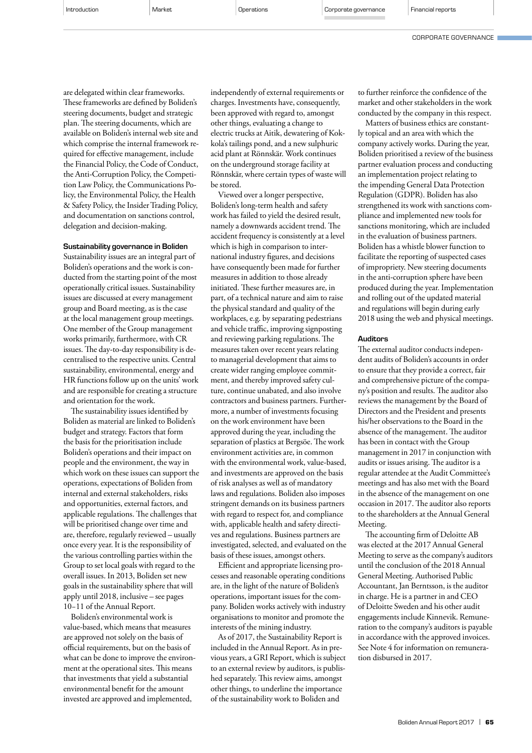are delegated within clear frameworks. These frameworks are defined by Boliden's steering documents, budget and strategic plan. The steering documents, which are available on Boliden's internal web site and which comprise the internal framework required for effective management, include the Financial Policy, the Code of Conduct, the Anti-Corruption Policy, the Competition Law Policy, the Communications Policy, the Environmental Policy, the Health & Safety Policy, the Insider Trading Policy, and documentation on sanctions control, delegation and decision-making.

**Sustainability governance in Boliden**

Sustainability issues are an integral part of Boliden's operations and the work is conducted from the starting point of the most operationally critical issues. Sustainability issues are discussed at every management group and Board meeting, as is the case at the local management group meetings. One member of the Group management works primarily, furthermore, with CR issues. The day-to-day responsibility is decentralised to the respective units. Central sustainability, environmental, energy and HR functions follow up on the units' work and are responsible for creating a structure and orientation for the work.

The sustainability issues identified by Boliden as material are linked to Boliden's budget and strategy. Factors that form the basis for the prioritisation include Boliden's operations and their impact on people and the environment, the way in which work on these issues can support the operations, expectations of Boliden from internal and external stakeholders, risks and opportunities, external factors, and applicable regulations. The challenges that will be prioritised change over time and are, therefore, regularly reviewed – usually once every year. It is the responsibility of the various controlling parties within the Group to set local goals with regard to the overall issues. In 2013, Boliden set new goals in the sustainability sphere that will apply until 2018, inclusive – see pages 10–11 of the Annual Report.

Boliden's environmental work is value-based, which means that measures are approved not solely on the basis of official requirements, but on the basis of what can be done to improve the environment at the operational sites. This means that investments that yield a substantial environmental benefit for the amount invested are approved and implemented, independently of external requirements or charges. Investments have, consequently, been approved with regard to, amongst other things, evaluating a change to electric trucks at Aitik, dewatering of Kokkola's tailings pond, and a new sulphuric acid plant at Rönnskär. Work continues on the underground storage facility at Rönnskär, where certain types of waste will be stored.

Viewed over a longer perspective, Boliden's long-term health and safety work has failed to yield the desired result, namely a downwards accident trend. The accident frequency is consistently at a level which is high in comparison to international industry figures, and decisions have consequently been made for further measures in addition to those already initiated. These further measures are, in part, of a technical nature and aim to raise the physical standard and quality of the workplaces, e.g. by separating pedestrians and vehicle traffic, improving signposting and reviewing parking regulations. The measures taken over recent years relating to managerial development that aims to create wider ranging employee commitment, and thereby improved safety culture, continue unabated, and also involve contractors and business partners. Furthermore, a number of investments focusing on the work environment have been approved during the year, including the separation of plastics at Bergsöe. The work environment activities are, in common with the environmental work, value-based, and investments are approved on the basis of risk analyses as well as of mandatory laws and regulations. Boliden also imposes stringent demands on its business partners with regard to respect for, and compliance with, applicable health and safety directives and regulations. Business partners are investigated, selected, and evaluated on the basis of these issues, amongst others.

Efficient and appropriate licensing processes and reasonable operating conditions are, in the light of the nature of Boliden's operations, important issues for the company. Boliden works actively with industry organisations to monitor and promote the interests of the mining industry.

As of 2017, the Sustainability Report is included in the Annual Report. As in previous years, a GRI Report, which is subject to an external review by auditors, is published separately. This review aims, amongst other things, to underline the importance of the sustainability work to Boliden and to further reinforce the confidence of the market and other stakeholders in the work conducted by the company in this respect.

Matters of business ethics are constantly topical and an area with which the company actively works. During the year, Boliden prioritised a review of the business partner evaluation process and conducting an implementation project relating to the impending General Data Protection Regulation (GDPR). Boliden has also strengthened its work with sanctions compliance and implemented new tools for sanctions monitoring, which are included in the evaluation of business partners. Boliden has a whistle blower function to facilitate the reporting of suspected cases of impropriety. New steering documents in the anti-corruption sphere have been produced during the year. Implementation and rolling out of the updated material and regulations will begin during early 2018 using the web and physical meetings.

**Auditors**

The external auditor conducts independent audits of Boliden's accounts in order to ensure that they provide a correct, fair and comprehensive picture of the company's position and results. The auditor also reviews the management by the Board of Directors and the President and presents his/her observations to the Board in the absence of the management. The auditor has been in contact with the Group management in 2017 in conjunction with audits or issues arising. The auditor is a regular attendee at the Audit Committee's meetings and has also met with the Board in the absence of the management on one occasion in 2017. The auditor also reports to the shareholders at the Annual General Meeting.

The accounting firm of Deloitte AB was elected at the 2017 Annual General Meeting to serve as the company's auditors until the conclusion of the 2018 Annual General Meeting. Authorised Public Accountant, Jan Berntsson, is the auditor in charge. He is a partner in and CEO of Deloitte Sweden and his other audit engagements include Kinnevik. Remuneration to the company's auditors is payable in accordance with the approved invoices. See Note 4 for information on remuneration disbursed in 2017.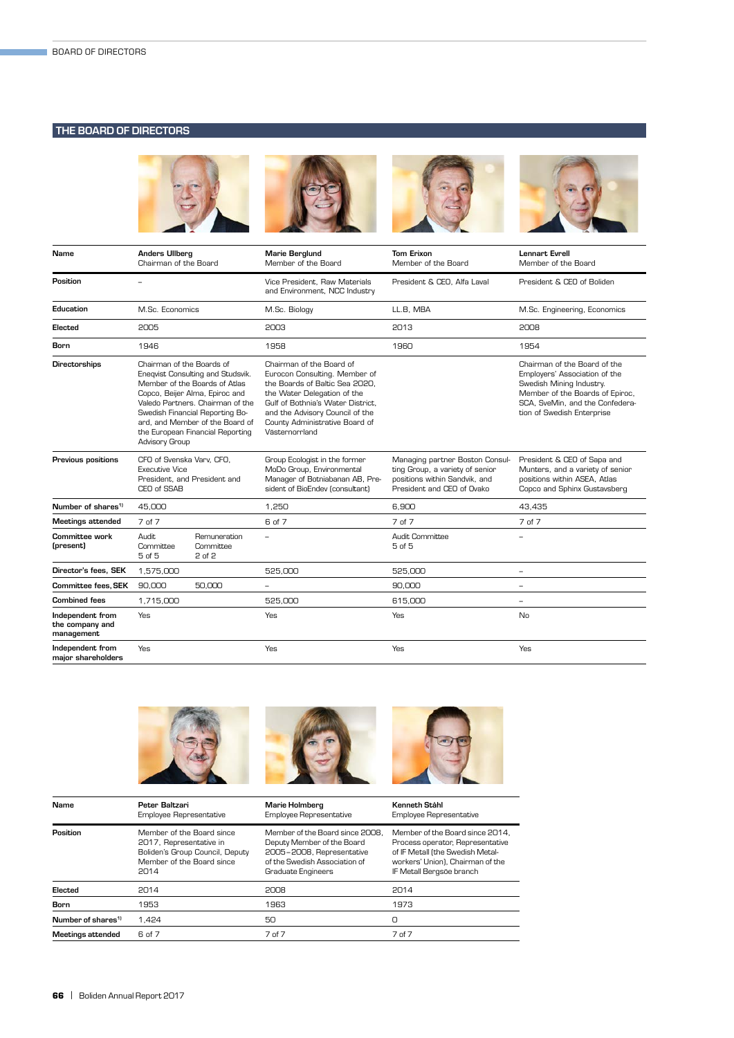## THE BOARD OF DIRECTORS

| Name | Anders Ullberg<br>Chairman of the Board | | Marie Berglund<br>Member of the Board | Tom Erixon<br>Member of the Board | Lennart Evrell<br>Member of the Board |
|---|---|---|---|---|---|
| Position | – | | Vice President, Raw Materials and Environment, NCC Industry | President & CEO, Alfa Laval | President & CEO of Boliden |
| Education | M.Sc. Economics | | M.Sc. Biology | LL.B, MBA | M.Sc. Engineering, Economics |
| Elected | 2005 | | 2003 | 2013 | 2008 |
| Born | 1946 | | 1958 | 1960 | 1954 |
| Directorships | Chairman of the Boards of Enequist Consulting and Studsvik. Member of the Boards of Atlas Copco, Beijer Alma, Epiroc and Valedo Partners. Chairman of the Swedish Financial Reporting Board, and Member of the Board of the European Financial Reporting Advisory Group | | Chairman of the Board of Eurocon Consulting. Member of the Boards of Baltic Sea 2020, the Water Delegation of the Gulf of Bothnia's Water District, and the Advisory Council of the County Administrative Board of Västernorrland | | Chairman of the Board of the Employers' Association of the Swedish Mining Industry. Member of the Boards of Epiroc, SCA, SveMin, and the Confederation of Swedish Enterprise |
| Previous positions | CFO of Svenska Varv, CFO, Executive Vice President, and President and CEO of SSAB | | Group Ecologist in the former MoDo Group, Environmental Manager of Botniabanan AB, President of BioEndev (consultant) | Managing partner Boston Consulting Group, a variety of senior positions within Sandvik, and President and CEO of Ovako | President & CEO of Sapa and Munters, and a variety of senior positions within ASEA, Atlas Copco and Sphinx Gustavsberg |
| Number of shares[1] | 45,000 | | 1,250 | 6,900 | 43,435 |
| Meetings attended | 7 of 7 | | 6 of 7 | 7 of 7 | 7 of 7 |
| Committee work (present) | Audit Committee<br>5 of 5 | Remuneration Committee<br>2 of 2 | – | Audit Committee<br>5 of 5 | – |
| Director's fees, SEK | 1,575,000 | | 525,000 | 525,000 | – |
| Committee fees, SEK | 90,000 | 50,000 | – | 90,000 | – |
| Combined fees | 1,715,000 | | 525,000 | 615,000 | – |
| Independent from the company and management | Yes | | Yes | Yes | No |
| Independent from major shareholders | Yes | | Yes | Yes | Yes |

| Name | Peter Baltzari<br>Employee Representative | Marie Holmberg<br>Employee Representative | Kenneth Ståhl<br>Employee Representative |
|---|---|---|---|
| Position | Member of the Board since 2017, Representative in Boliden's Group Council, Deputy Member of the Board since 2014 | Member of the Board since 2008, Deputy Member of the Board 2005–2008, Representative of the Swedish Association of Graduate Engineers | Member of the Board since 2014, Process operator, Representative of IF Metall (the Swedish Metalworkers' Union), Chairman of the IF Metall Bergsöe branch |
| Elected | 2014 | 2008 | 2014 |
| Born | 1953 | 1963 | 1973 |
| Number of shares[1] | 1,424 | 50 | 0 |
| Meetings attended | 6 of 7 | 7 of 7 | 7 of 7 |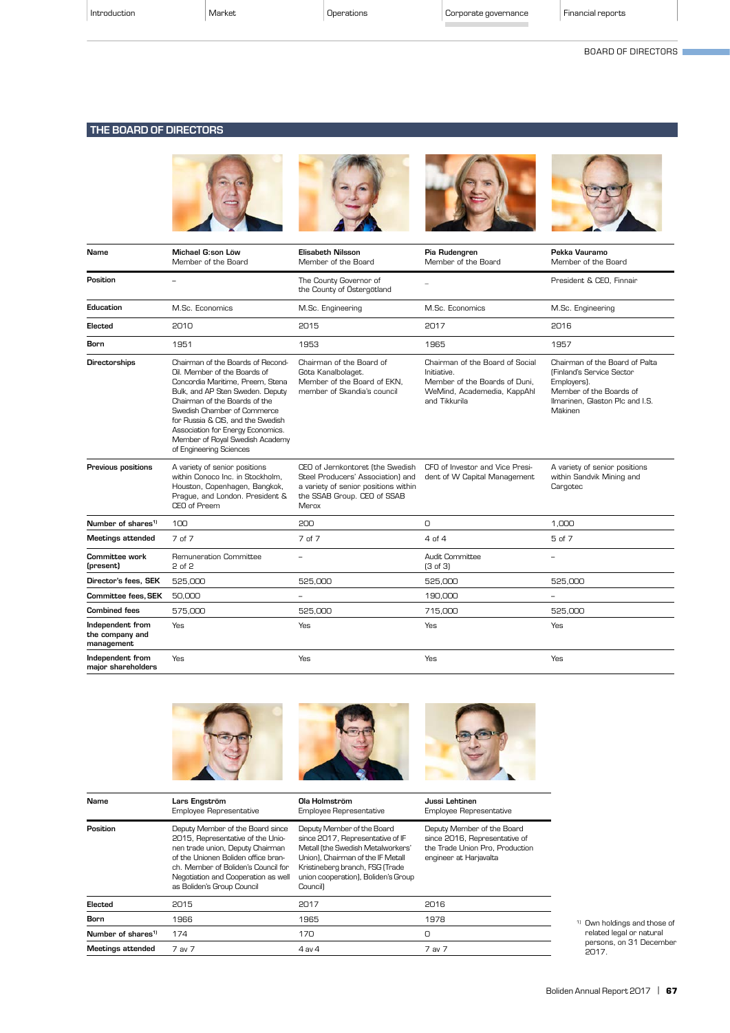# THE BOARD OF DIRECTORS

| Name | Michael G:son Löw<br>Member of the Board | Elisabeth Nilsson<br>Member of the Board | Pia Rudengren<br>Member of the Board | Pekka Vauramo<br>Member of the Board |
|---|---|---|---|---|
| Position | – | The County Governor of the County of Östergötland | – | President & CEO, Finnair |
| Education | M.Sc. Economics | M.Sc. Engineering | M.Sc. Economics | M.Sc. Engineering |
| Elected | 2010 | 2015 | 2017 | 2016 |
| Born | 1951 | 1953 | 1965 | 1957 |
| Directorships | Chairman of the Boards of Recond-Oil. Member of the Boards of Concordia Maritime, Preem, Stena Bulk, and AP Sten Sweden. Deputy Chairman of the Boards of the Swedish Chamber of Commerce for Russia & CIS, and the Swedish Association for Energy Economics. Member of Royal Swedish Academy of Engineering Sciences | Chairman of the Board of Göta Kanalbolaget. Member of the Board of EKN, member of Skandia's council | Chairman of the Board of Social Initiative. Member of the Boards of Duni, WeMind, Academedia, KappAhl and Tikkurila | Chairman of the Board of Palta (Finland's Service Sector Employers). Member of the Boards of Ilmarinen, Glaston Plc and I.S. Mäkinen |
| Previous positions | A variety of senior positions within Conoco Inc. in Stockholm, Houston, Copenhagen, Bangkok, Prague, and London. President & CEO of Preem | CEO of Jernkontoret (the Swedish Steel Producers' Association) and a variety of senior positions within the SSAB Group. CEO of SSAB Merox | CFO of Investor and Vice President of W Capital Management | A variety of senior positions within Sandvik Mining and Cargotec |
| Number of shares[1] | 100 | 200 | 0 | 1,000 |
| Meetings attended | 7 of 7 | 7 of 7 | 4 of 4 | 5 of 7 |
| Committee work (present) | Remuneration Committee<br>2 of 2 | – | Audit Committee<br>(3 of 3) | – |
| Director's fees, SEK | 525,000 | 525,000 | 525,000 | 525,000 |
| Committee fees, SEK | 50,000 | – | 190,000 | – |
| Combined fees | 575,000 | 525,000 | 715,000 | 525,000 |
| Independent from the company and management | Yes | Yes | Yes | Yes |
| Independent from major shareholders | Yes | Yes | Yes | Yes |

| Name | Lars Engström<br>Employee Representative | Ola Holmström<br>Employee Representative | Jussi Lehtinen<br>Employee Representative |
|---|---|---|---|
| Position | Deputy Member of the Board since 2015, Representative of the Unionen trade union, Deputy Chairman of the Unionen Boliden office branch. Member of Boliden's Council for Negotiation and Cooperation as well as Boliden's Group Council | Deputy Member of the Board since 2017, Representative of IF Metall (the Swedish Metalworkers' Union), Chairman of the IF Metall Kristineberg branch, FSG (Trade union cooperation), Boliden's Group Council) | Deputy Member of the Board since 2016, Representative of the Trade Union Pro, Production engineer at Harjavalta |
| Elected | 2015 | 2017 | 2016 |
| Born | 1966 | 1965 | 1978 |
| Number of shares[1] | 174 | 170 | 0 |
| Meetings attended | 7 av 7 | 4 av 4 | 7 av 7 |

[1] Own holdings and those of related legal or natural persons, on 31 December 2017.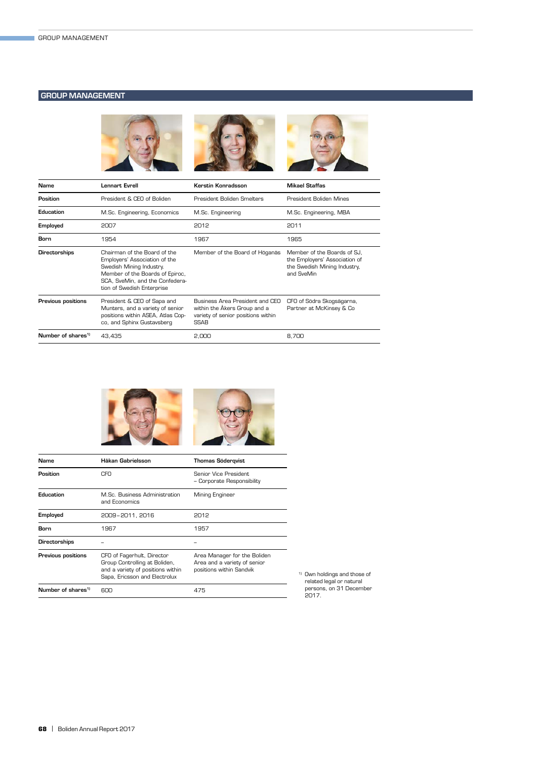## GROUP MANAGEMENT

| Name | Lennart Evrell | Kerstin Konradsson | Mikael Staffas |
|---|---|---|---|
| Position | President & CEO of Boliden | President Boliden Smelters | President Boliden Mines |
| Education | M.Sc. Engineering, Economics | M.Sc. Engineering | M.Sc. Engineering, MBA |
| Employed | 2007 | 2012 | 2011 |
| Born | 1954 | 1967 | 1965 |
| Directorships | Chairman of the Board of the Employers' Association of the Swedish Mining Industry. Member of the Boards of Epiroc, SCA, SveMin, and the Confederation of Swedish Enterprise | Member of the Board of Höganäs | Member of the Boards of SJ, the Employers' Association of the Swedish Mining Industry, and SveMin |
| Previous positions | President & CEO of Sapa and Munters, and a variety of senior positions within ASEA, Atlas Copco, and Sphinx Gustavsberg | Business Area President and CEO within the Åkers Group and a variety of senior positions within SSAB | CFO of Södra Skogsägarna, Partner at McKinsey & Co |
| Number of shares[1] | 43,435 | 2,000 | 8,700 |

| Name | Håkan Gabrielsson | Thomas Söderqvist |
|---|---|---|
| Position | CFO | Senior Vice President – Corporate Responsibility |
| Education | M.Sc. Business Administration and Economics | Mining Engineer |
| Employed | 2009–2011, 2016 | 2012 |
| Born | 1967 | 1957 |
| Directorships | – | – |
| Previous positions | CFO of Fagerhult, Director Group Controlling at Boliden, and a variety of positions within Sapa, Ericsson and Electrolux | Area Manager for the Boliden Area and a variety of senior positions within Sandvik |
| Number of shares[1] | 600 | 475 |

[1] Own holdings and those of related legal or natural persons, on 31 December 2017.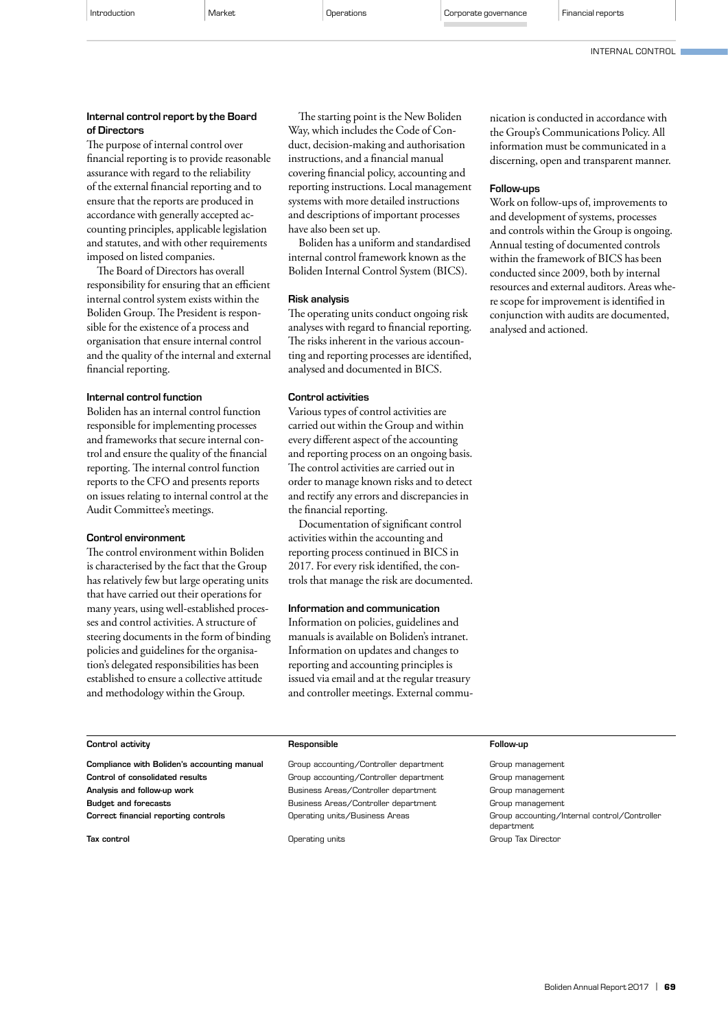### Internal control report by the Board of Directors

The purpose of internal control over financial reporting is to provide reasonable assurance with regard to the reliability of the external financial reporting and to ensure that the reports are produced in accordance with generally accepted accounting principles, applicable legislation and statutes, and with other requirements imposed on listed companies.

The Board of Directors has overall responsibility for ensuring that an efficient internal control system exists within the Boliden Group. The President is responsible for the existence of a process and organisation that ensure internal control and the quality of the internal and external financial reporting.

### Internal control function

Boliden has an internal control function responsible for implementing processes and frameworks that secure internal control and ensure the quality of the financial reporting. The internal control function reports to the CFO and presents reports on issues relating to internal control at the Audit Committee's meetings.

### Control environment

The control environment within Boliden is characterised by the fact that the Group has relatively few but large operating units that have carried out their operations for many years, using well-established processes and control activities. A structure of steering documents in the form of binding policies and guidelines for the organisation's delegated responsibilities has been established to ensure a collective attitude and methodology within the Group.

The starting point is the New Boliden Way, which includes the Code of Conduct, decision-making and authorisation instructions, and a financial manual covering financial policy, accounting and reporting instructions. Local management systems with more detailed instructions and descriptions of important processes have also been set up.

Boliden has a uniform and standardised internal control framework known as the Boliden Internal Control System (BICS).

### Risk analysis

The operating units conduct ongoing risk analyses with regard to financial reporting. The risks inherent in the various accounting and reporting processes are identified, analysed and documented in BICS.

### Control activities

Various types of control activities are carried out within the Group and within every different aspect of the accounting and reporting process on an ongoing basis. The control activities are carried out in order to manage known risks and to detect and rectify any errors and discrepancies in the financial reporting.

Documentation of significant control activities within the accounting and reporting process continued in BICS in 2017. For every risk identified, the controls that manage the risk are documented.

### Information and communication

Information on policies, guidelines and manuals is available on Boliden's intranet. Information on updates and changes to reporting and accounting principles is issued via email and at the regular treasury and controller meetings. External communication is conducted in accordance with the Group's Communications Policy. All information must be communicated in a discerning, open and transparent manner.

### Follow-ups

Work on follow-ups of, improvements to and development of systems, processes and controls within the Group is ongoing. Annual testing of documented controls within the framework of BICS has been conducted since 2009, both by internal resources and external auditors. Areas where scope for improvement is identified in conjunction with audits are documented, analysed and actioned.

| Control activity | Responsible | Follow-up |
|---|---|---|
| **Compliance with Boliden's accounting manual** | Group accounting/Controller department | Group management |
| **Control of consolidated results** | Group accounting/Controller department | Group management |
| **Analysis and follow-up work** | Business Areas/Controller department | Group management |
| **Budget and forecasts** | Business Areas/Controller department | Group management |
| **Correct financial reporting controls** | Operating units/Business Areas | Group accounting/Internal control/Controller department |
| **Tax control** | Operating units | Group Tax Director |